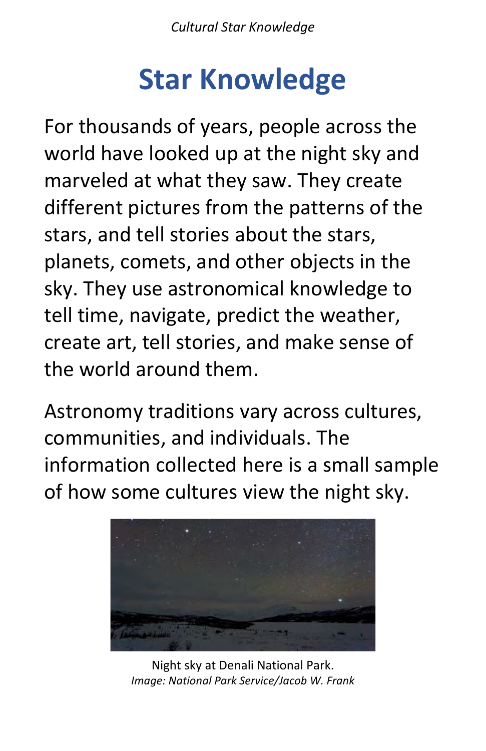# Star Knowledge

For thousands of years, people across the world have looked up at the night sky and marveled at what they saw. They create different pictures from the patterns of the stars, and tell stories about the stars, planets, comets, and other objects in the sky. They use astronomical knowledge to tell time, navigate, predict the weather, create art, tell stories, and make sense of the world around them.

Astronomy traditions vary across cultures, communities, and individuals. The information collected here is a small sample of how some cultures view the night sky.

Night sky at Denali National Park.
*Image: National Park Service/Jacob W. Frank*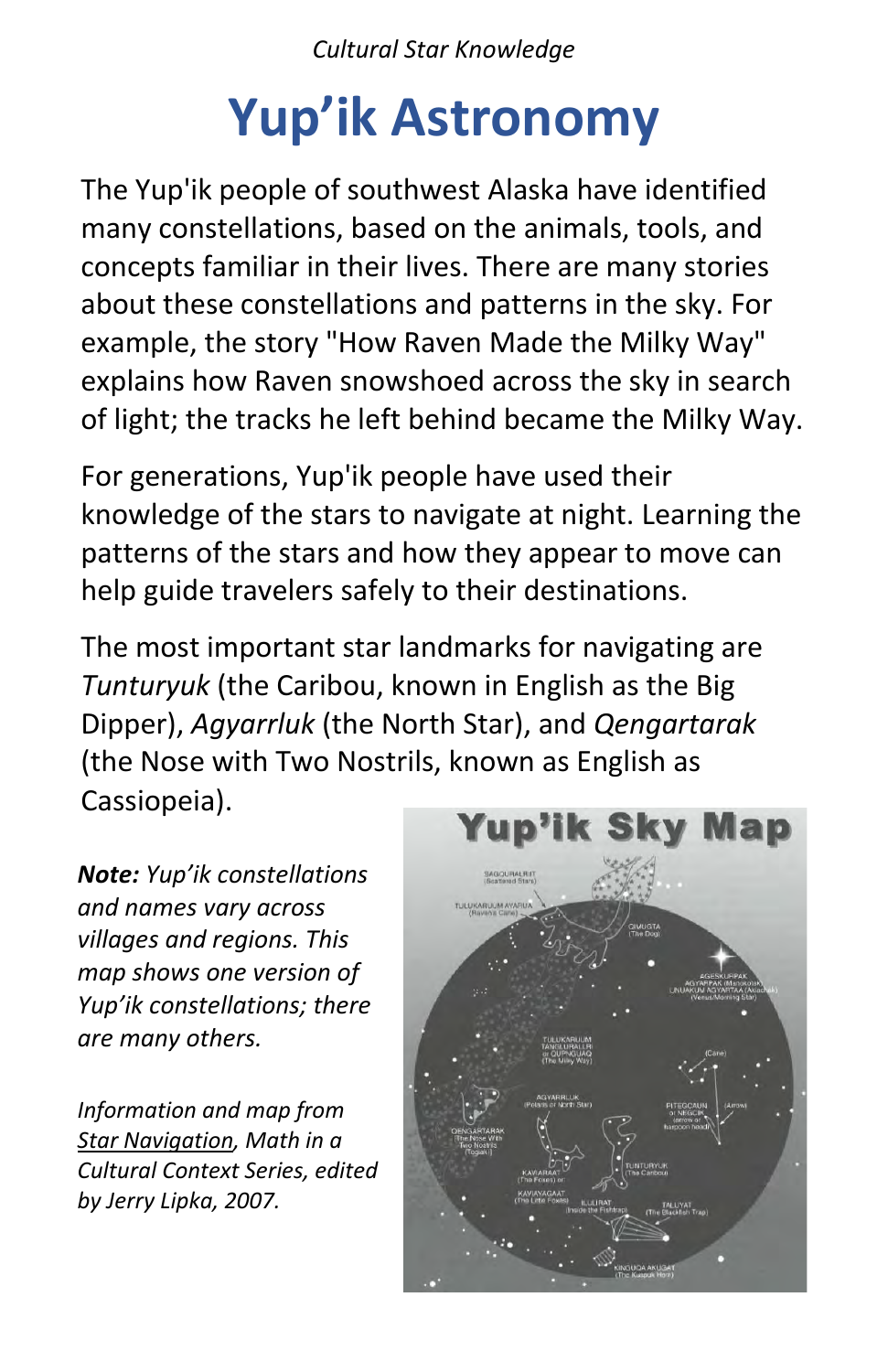*Cultural Star Knowledge*

# Yup'ik Astronomy

The Yup'ik people of southwest Alaska have identified many constellations, based on the animals, tools, and concepts familiar in their lives. There are many stories about these constellations and patterns in the sky. For example, the story "How Raven Made the Milky Way" explains how Raven snowshoed across the sky in search of light; the tracks he left behind became the Milky Way.

For generations, Yup'ik people have used their knowledge of the stars to navigate at night. Learning the patterns of the stars and how they appear to move can help guide travelers safely to their destinations.

The most important star landmarks for navigating are *Tunturyuk* (the Caribou, known in English as the Big Dipper), *Agyarrluk* (the North Star), and *Qengartarak* (the Nose with Two Nostrils, known as English as Cassiopeia).

***Note:*** *Yup'ik constellations and names vary across villages and regions. This map shows one version of Yup'ik constellations; there are many others.*

*Information and map from Star Navigation, Math in a Cultural Context Series, edited by Jerry Lipka, 2007.*

## Yup'ik Sky Map

SAGQUNALRIIT (Scattered Stars)

TULUKARUUM AYARUA (Raven's Cane)

QIMUGTA (The Dog)

AGESKURPAK AGYARPAK (Manokotak) UNUAKUM AGYARTAA (Akiachak) (Venus/Morning Star)

TULUKARUUM TANGLURALLRI or QUPNGUAQ (The Milky Way)

(Cane)

AGYARRLUK (Polaris or North Star)

PITEGCAUN or NEGCIK (arrow or harpoon head)

(Arrow)

QENGARTARAK (The Nose With Two Nostrils (Togiak))

KAVIARAAT (The Foxes) or KAVIAYAGAAT (The Little Foxes)

TUNTURYUK (The Caribou)

ILLURAT (Inside the Fishtrap)

TALUYAT (The Blackfish Trap)

KINGUQA AKUGAT (The Kuspuk Hem)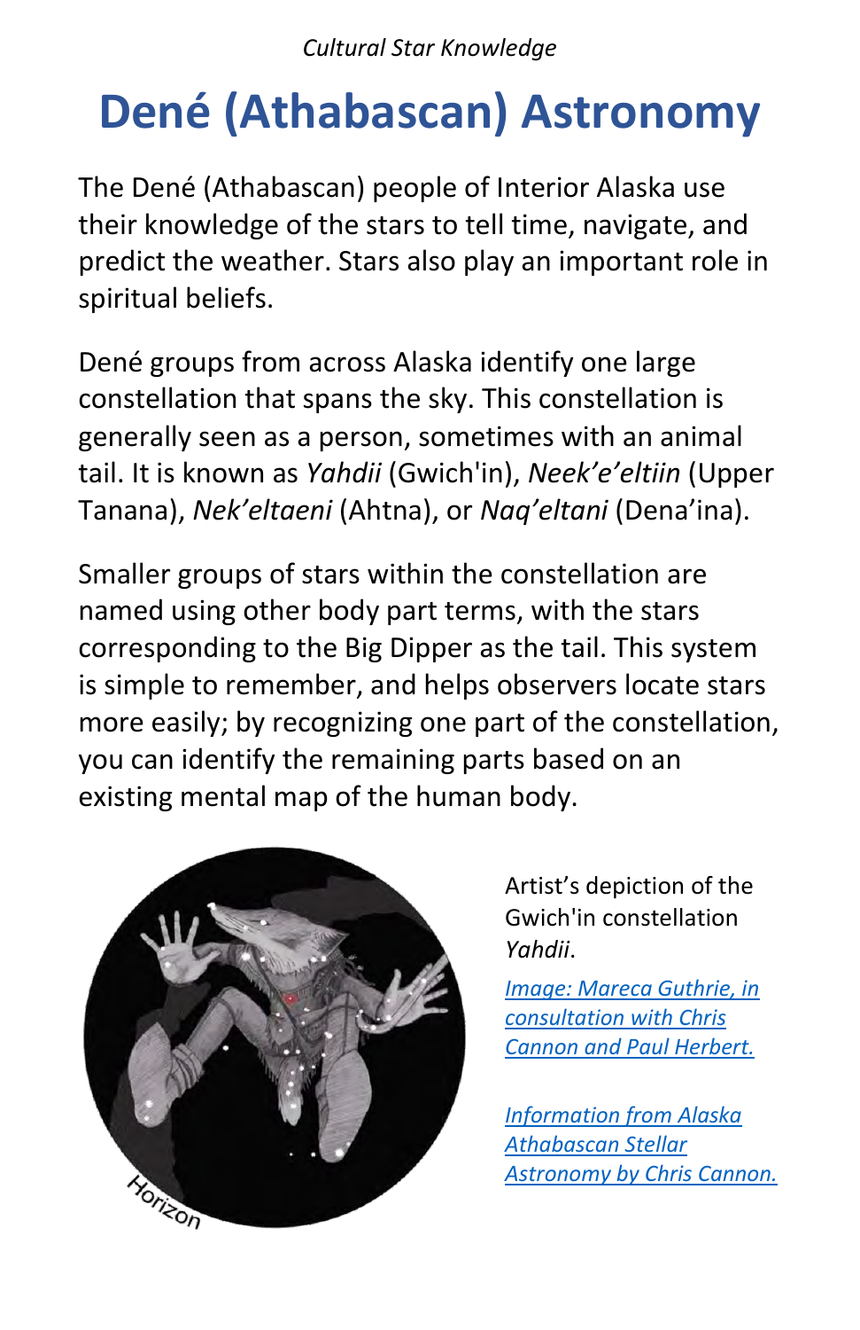*Cultural Star Knowledge*

# Dené (Athabascan) Astronomy

The Dené (Athabascan) people of Interior Alaska use their knowledge of the stars to tell time, navigate, and predict the weather. Stars also play an important role in spiritual beliefs.

Dené groups from across Alaska identify one large constellation that spans the sky. This constellation is generally seen as a person, sometimes with an animal tail. It is known as *Yahdii* (Gwich'in), *Neek'e'eltiin* (Upper Tanana), *Nek'eltaeni* (Ahtna), or *Naq'eltani* (Dena'ina).

Smaller groups of stars within the constellation are named using other body part terms, with the stars corresponding to the Big Dipper as the tail. This system is simple to remember, and helps observers locate stars more easily; by recognizing one part of the constellation, you can identify the remaining parts based on an existing mental map of the human body.

Artist's depiction of the Gwich'in constellation *Yahdii*.

*Image: Mareca Guthrie, in consultation with Chris Cannon and Paul Herbert.*

*Information from Alaska Athabascan Stellar Astronomy by Chris Cannon.*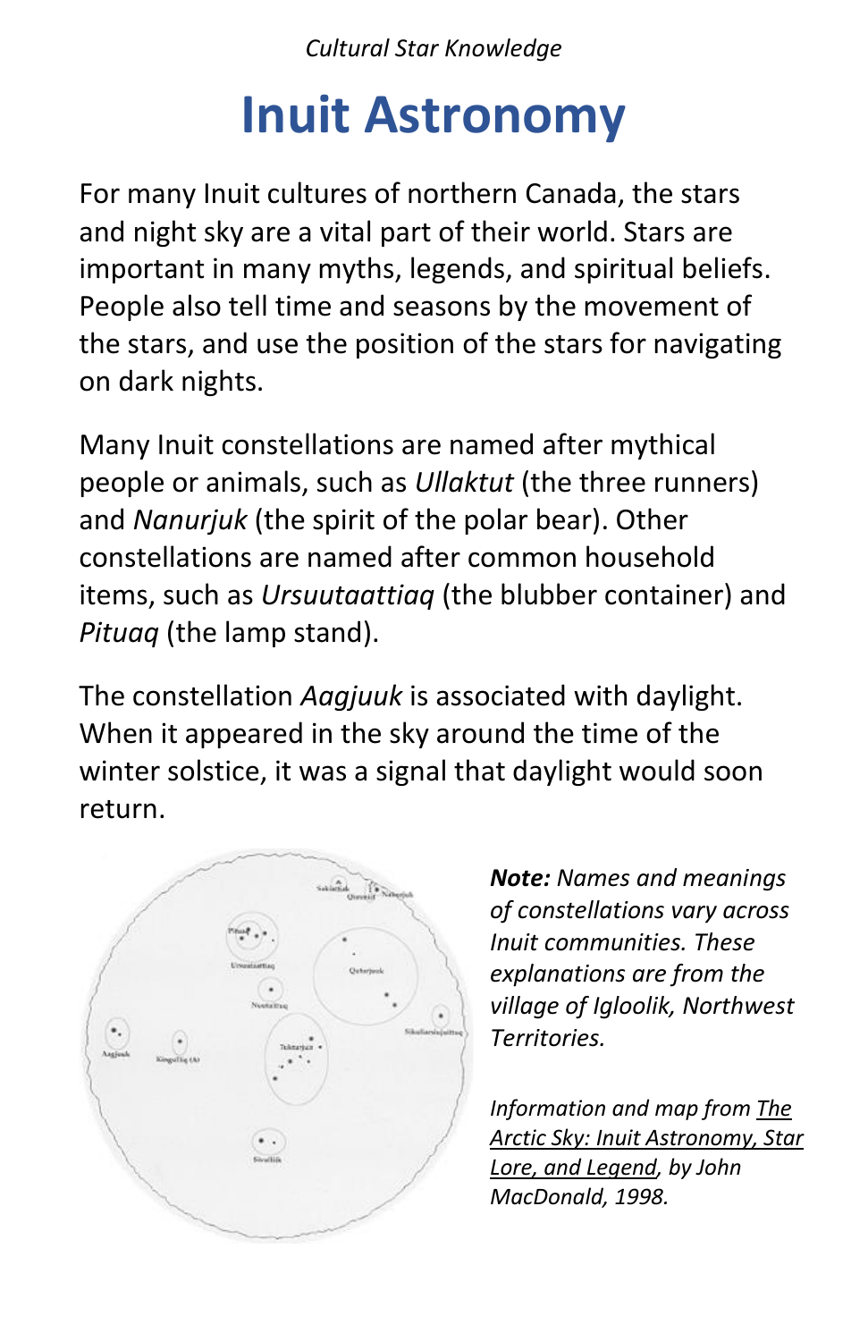*Cultural Star Knowledge*

# Inuit Astronomy

For many Inuit cultures of northern Canada, the stars and night sky are a vital part of their world. Stars are important in many myths, legends, and spiritual beliefs. People also tell time and seasons by the movement of the stars, and use the position of the stars for navigating on dark nights.

Many Inuit constellations are named after mythical people or animals, such as *Ullaktut* (the three runners) and *Nanurjuk* (the spirit of the polar bear). Other constellations are named after common household items, such as *Ursuutaattiaq* (the blubber container) and *Pituaq* (the lamp stand).

The constellation *Aagjuuk* is associated with daylight. When it appeared in the sky around the time of the winter solstice, it was a signal that daylight would soon return.

***Note:*** *Names and meanings of constellations vary across Inuit communities. These explanations are from the village of Igloolik, Northwest Territories.*

*Information and map from The Arctic Sky: Inuit Astronomy, Star Lore, and Legend, by John MacDonald, 1998.*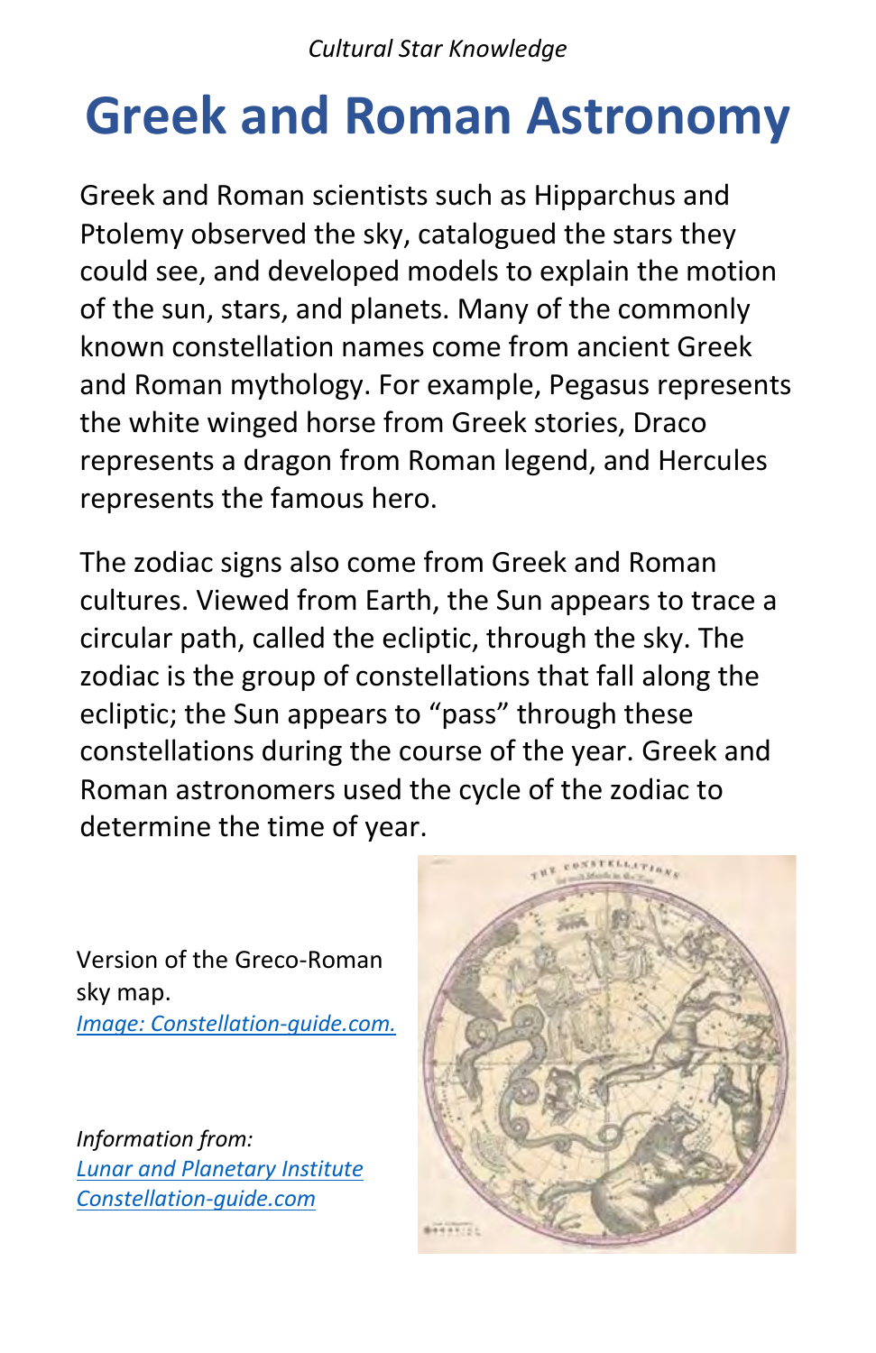*Cultural Star Knowledge*

# Greek and Roman Astronomy

Greek and Roman scientists such as Hipparchus and Ptolemy observed the sky, catalogued the stars they could see, and developed models to explain the motion of the sun, stars, and planets. Many of the commonly known constellation names come from ancient Greek and Roman mythology. For example, Pegasus represents the white winged horse from Greek stories, Draco represents a dragon from Roman legend, and Hercules represents the famous hero.

The zodiac signs also come from Greek and Roman cultures. Viewed from Earth, the Sun appears to trace a circular path, called the ecliptic, through the sky. The zodiac is the group of constellations that fall along the ecliptic; the Sun appears to "pass" through these constellations during the course of the year. Greek and Roman astronomers used the cycle of the zodiac to determine the time of year.

Version of the Greco-Roman sky map.
*Image: Constellation-guide.com.*

*Information from:*
*Lunar and Planetary Institute*
*Constellation-guide.com*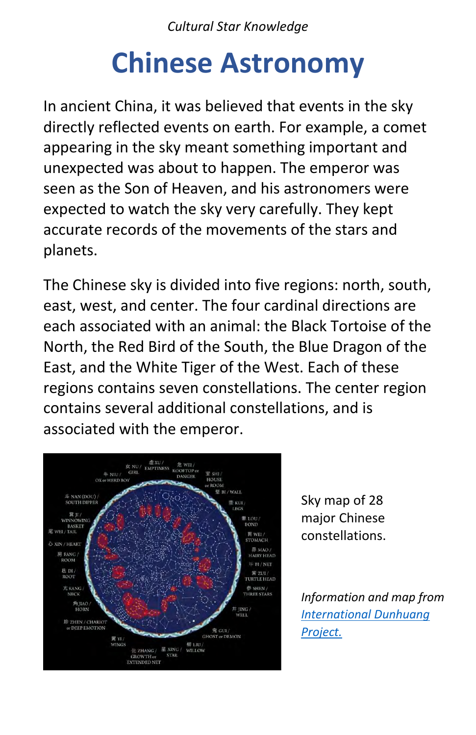*Cultural Star Knowledge*

# Chinese Astronomy

In ancient China, it was believed that events in the sky directly reflected events on earth. For example, a comet appearing in the sky meant something important and unexpected was about to happen. The emperor was seen as the Son of Heaven, and his astronomers were expected to watch the sky very carefully. They kept accurate records of the movements of the stars and planets.

The Chinese sky is divided into five regions: north, south, east, west, and center. The four cardinal directions are each associated with an animal: the Black Tortoise of the North, the Red Bird of the South, the Blue Dragon of the East, and the White Tiger of the West. Each of these regions contains seven constellations. The center region contains several additional constellations, and is associated with the emperor.

Sky map of 28 major Chinese constellations.

*Information and map from [International Dunhuang Project.]()*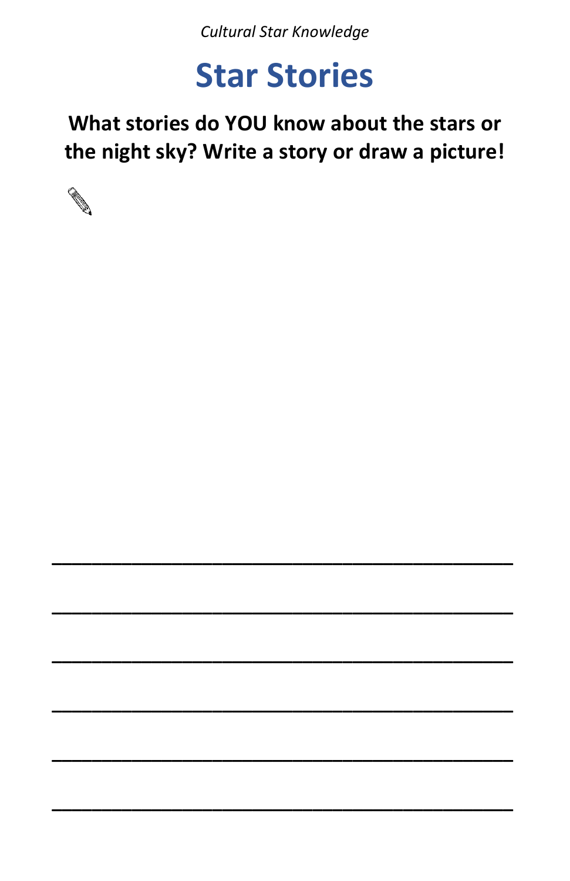*Cultural Star Knowledge*

# Star Stories

**What stories do YOU know about the stars or the night sky? Write a story or draw a picture!**

______________________________________________

______________________________________________

______________________________________________

______________________________________________

______________________________________________

______________________________________________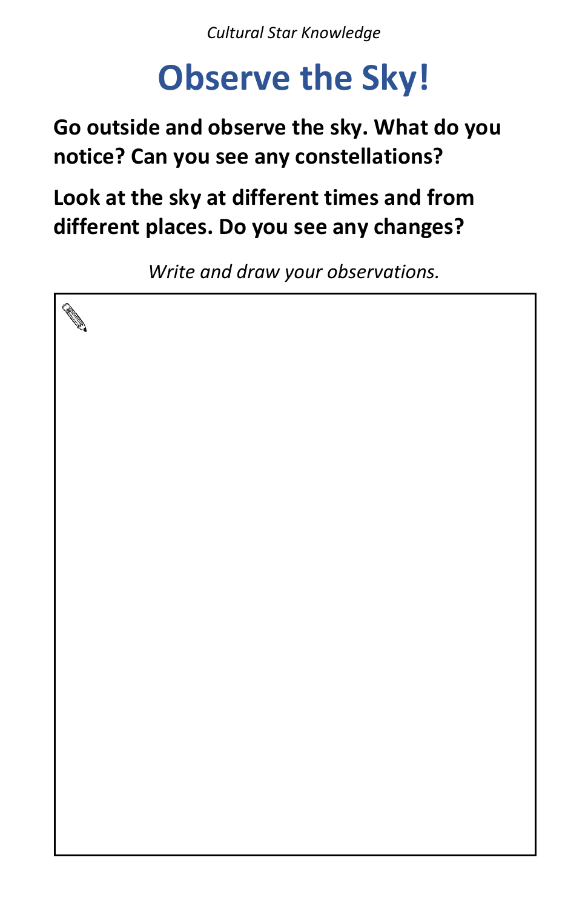*Cultural Star Knowledge*

# Observe the Sky!

**Go outside and observe the sky. What do you notice? Can you see any constellations?**

**Look at the sky at different times and from different places. Do you see any changes?**

*Write and draw your observations.*